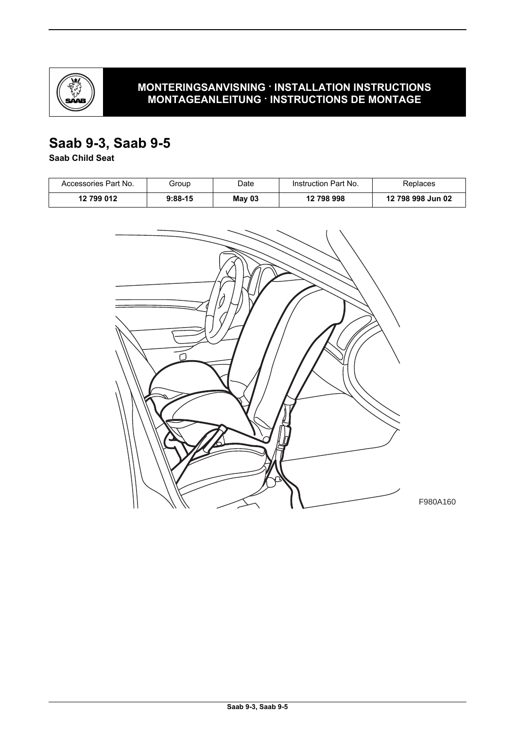**MONTERINGSANVISNING · INSTALLATION INSTRUCTIONS**
**MONTAGEANLEITUNG · INSTRUCTIONS DE MONTAGE**

# Saab 9-3, Saab 9-5

**Saab Child Seat**

| Accessories Part No. | Group | Date | Instruction Part No. | Replaces |
|---|---|---|---|---|
| **12 799 012** | **9:88-15** | **May 03** | **12 798 998** | **12 798 998 Jun 02** |

F980A160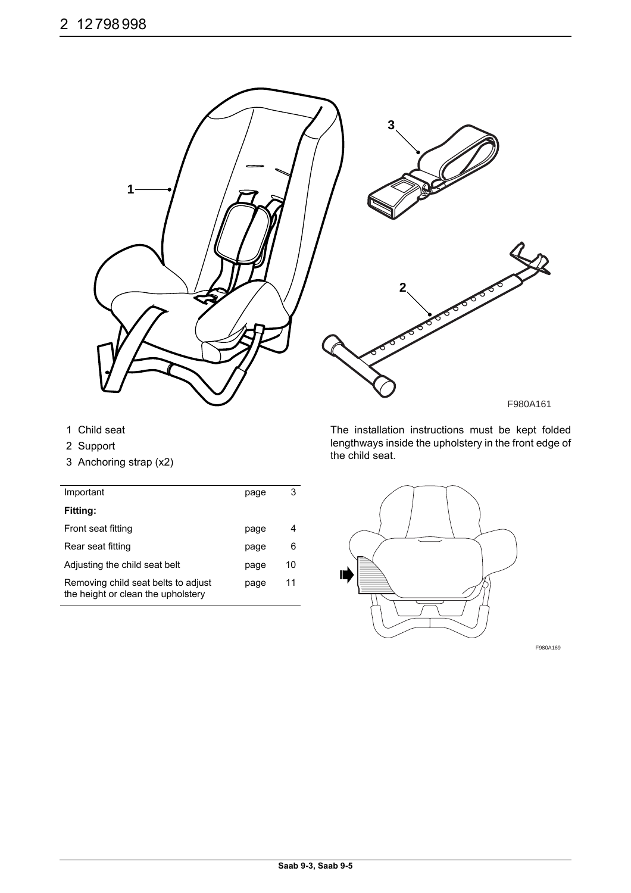1 Child seat
2 Support
3 Anchoring strap (x2)

| Important | page | 3 |
|---|---|---|
| **Fitting:** | | |
| Front seat fitting | page | 4 |
| Rear seat fitting | page | 6 |
| Adjusting the child seat belt | page | 10 |
| Removing child seat belts to adjust the height or clean the upholstery | page | 11 |

The installation instructions must be kept folded lengthways inside the upholstery in the front edge of the child seat.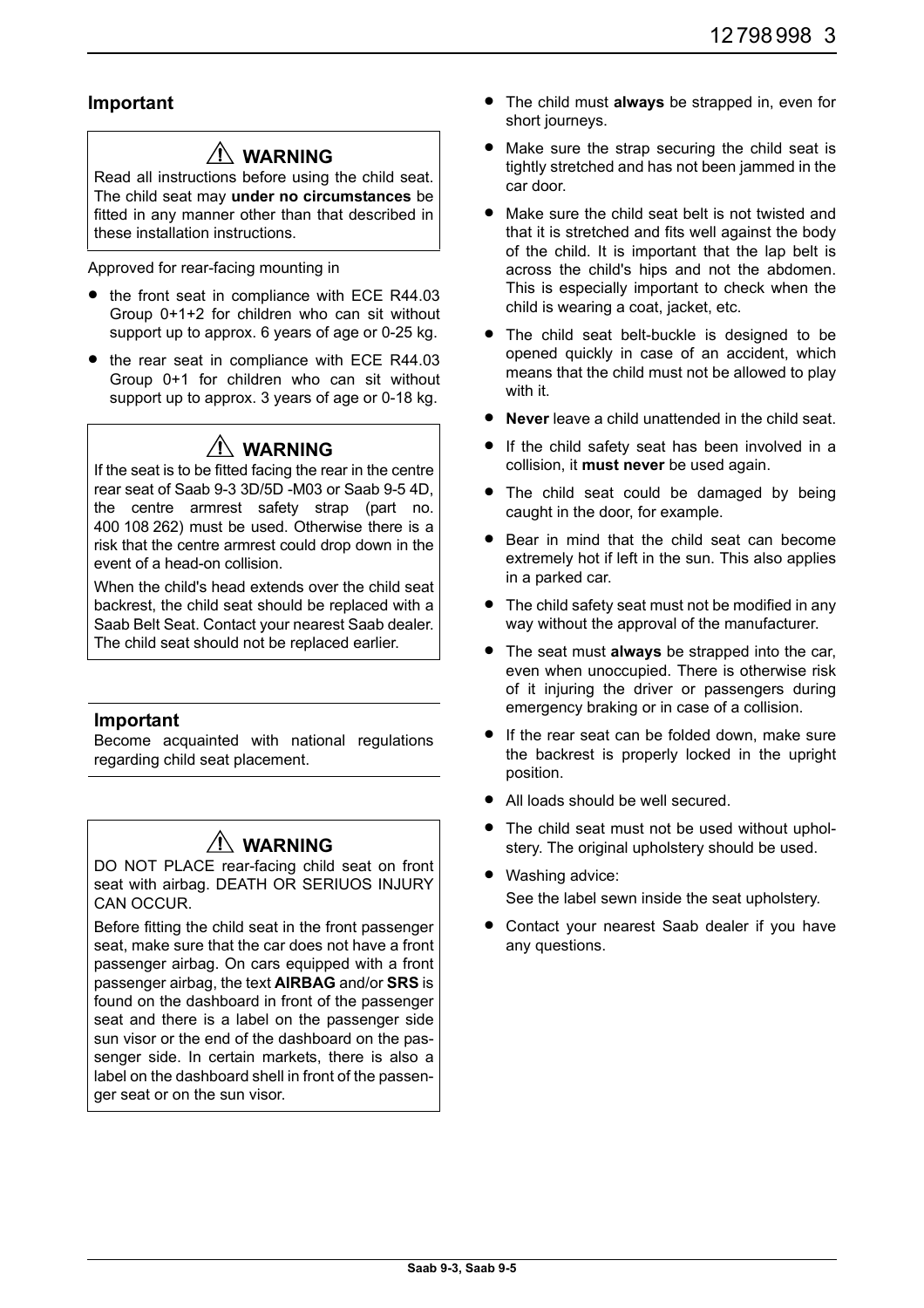## Important

> ⚠ **WARNING**
>
> Read all instructions before using the child seat. The child seat may **under no circumstances** be fitted in any manner other than that described in these installation instructions.

Approved for rear-facing mounting in

- the front seat in compliance with ECE R44.03 Group 0+1+2 for children who can sit without support up to approx. 6 years of age or 0-25 kg.
- the rear seat in compliance with ECE R44.03 Group 0+1 for children who can sit without support up to approx. 3 years of age or 0-18 kg.

> ⚠ **WARNING**
>
> If the seat is to be fitted facing the rear in the centre rear seat of Saab 9-3 3D/5D -M03 or Saab 9-5 4D, the centre armrest safety strap (part no. 400 108 262) must be used. Otherwise there is a risk that the centre armrest could drop down in the event of a head-on collision.
>
> When the child's head extends over the child seat backrest, the child seat should be replaced with a Saab Belt Seat. Contact your nearest Saab dealer. The child seat should not be replaced earlier.

> **Important**
>
> Become acquainted with national regulations regarding child seat placement.

> ⚠ **WARNING**
>
> DO NOT PLACE rear-facing child seat on front seat with airbag. DEATH OR SERIUOS INJURY CAN OCCUR.
>
> Before fitting the child seat in the front passenger seat, make sure that the car does not have a front passenger airbag. On cars equipped with a front passenger airbag, the text **AIRBAG** and/or **SRS** is found on the dashboard in front of the passenger seat and there is a label on the passenger side sun visor or the end of the dashboard on the passenger side. In certain markets, there is also a label on the dashboard shell in front of the passenger seat or on the sun visor.

- The child must **always** be strapped in, even for short journeys.
- Make sure the strap securing the child seat is tightly stretched and has not been jammed in the car door.
- Make sure the child seat belt is not twisted and that it is stretched and fits well against the body of the child. It is important that the lap belt is across the child's hips and not the abdomen. This is especially important to check when the child is wearing a coat, jacket, etc.
- The child seat belt-buckle is designed to be opened quickly in case of an accident, which means that the child must not be allowed to play with it.
- **Never** leave a child unattended in the child seat.
- If the child safety seat has been involved in a collision, it **must never** be used again.
- The child seat could be damaged by being caught in the door, for example.
- Bear in mind that the child seat can become extremely hot if left in the sun. This also applies in a parked car.
- The child safety seat must not be modified in any way without the approval of the manufacturer.
- The seat must **always** be strapped into the car, even when unoccupied. There is otherwise risk of it injuring the driver or passengers during emergency braking or in case of a collision.
- If the rear seat can be folded down, make sure the backrest is properly locked in the upright position.
- All loads should be well secured.
- The child seat must not be used without upholstery. The original upholstery should be used.
- Washing advice:

  See the label sewn inside the seat upholstery.
- Contact your nearest Saab dealer if you have any questions.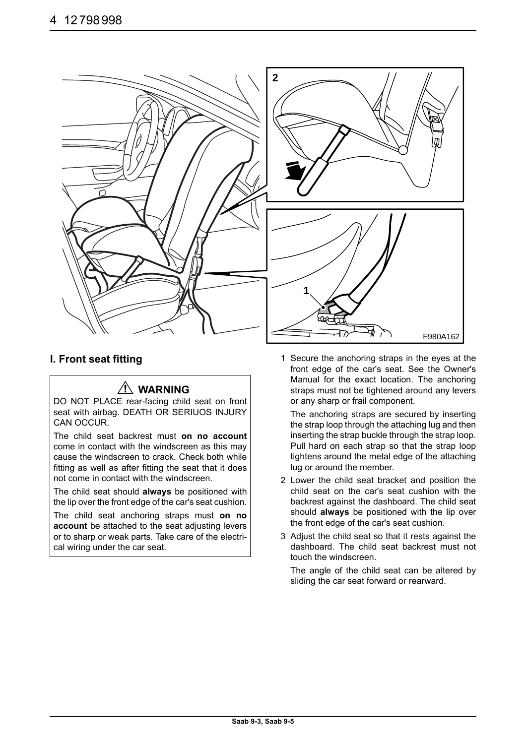## I. Front seat fitting

> ⚠ **WARNING**
>
> DO NOT PLACE rear-facing child seat on front seat with airbag. DEATH OR SERIUOS INJURY CAN OCCUR.
>
> The child seat backrest must **on no account** come in contact with the windscreen as this may cause the windscreen to crack. Check both while fitting as well as after fitting the seat that it does not come in contact with the windscreen.
>
> The child seat should **always** be positioned with the lip over the front edge of the car's seat cushion.
>
> The child seat anchoring straps must **on no account** be attached to the seat adjusting levers or to sharp or weak parts. Take care of the electrical wiring under the car seat.

1 Secure the anchoring straps in the eyes at the front edge of the car's seat. See the Owner's Manual for the exact location. The anchoring straps must not be tightened around any levers or any sharp or frail component.

   The anchoring straps are secured by inserting the strap loop through the attaching lug and then inserting the strap buckle through the strap loop. Pull hard on each strap so that the strap loop tightens around the metal edge of the attaching lug or around the member.

2 Lower the child seat bracket and position the child seat on the car's seat cushion with the backrest against the dashboard. The child seat should **always** be positioned with the lip over the front edge of the car's seat cushion.

3 Adjust the child seat so that it rests against the dashboard. The child seat backrest must not touch the windscreen.

   The angle of the child seat can be altered by sliding the car seat forward or rearward.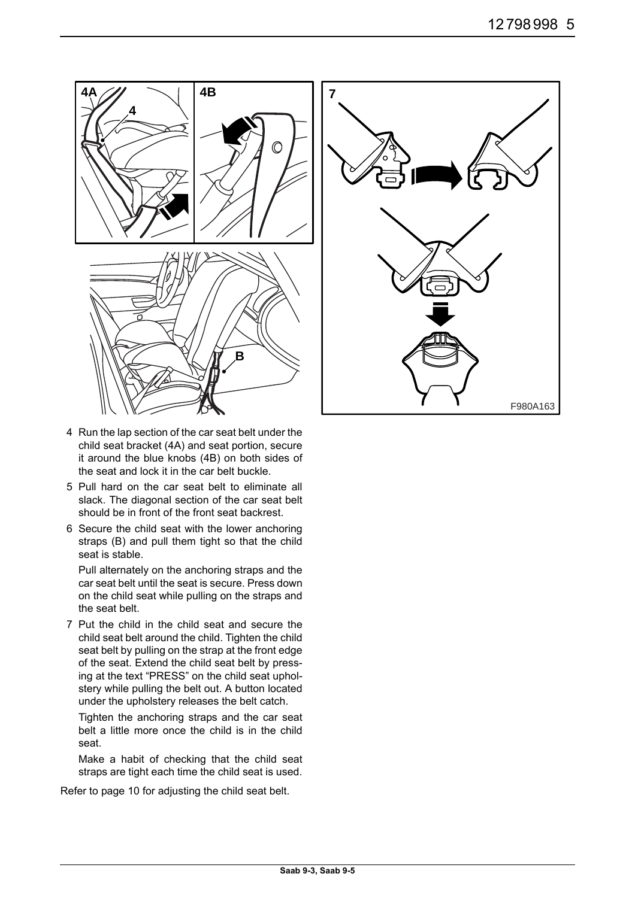4 Run the lap section of the car seat belt under the child seat bracket (4A) and seat portion, secure it around the blue knobs (4B) on both sides of the seat and lock it in the car belt buckle.

5 Pull hard on the car seat belt to eliminate all slack. The diagonal section of the car seat belt should be in front of the front seat backrest.

6 Secure the child seat with the lower anchoring straps (B) and pull them tight so that the child seat is stable.

   Pull alternately on the anchoring straps and the car seat belt until the seat is secure. Press down on the child seat while pulling on the straps and the seat belt.

7 Put the child in the child seat and secure the child seat belt around the child. Tighten the child seat belt by pulling on the strap at the front edge of the seat. Extend the child seat belt by pressing at the text “PRESS” on the child seat upholstery while pulling the belt out. A button located under the upholstery releases the belt catch.

   Tighten the anchoring straps and the car seat belt a little more once the child is in the child seat.

   Make a habit of checking that the child seat straps are tight each time the child seat is used.

Refer to page 10 for adjusting the child seat belt.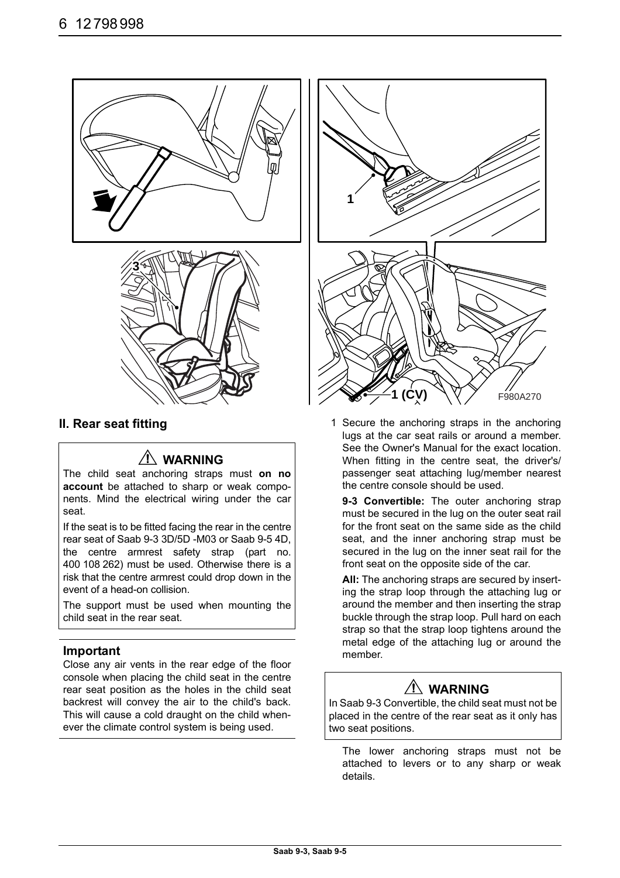## II. Rear seat fitting

**⚠ WARNING**

The child seat anchoring straps must **on no account** be attached to sharp or weak components. Mind the electrical wiring under the car seat.

If the seat is to be fitted facing the rear in the centre rear seat of Saab 9-3 3D/5D -M03 or Saab 9-5 4D, the centre armrest safety strap (part no. 400 108 262) must be used. Otherwise there is a risk that the centre armrest could drop down in the event of a head-on collision.

The support must be used when mounting the child seat in the rear seat.

### Important

Close any air vents in the rear edge of the floor console when placing the child seat in the centre rear seat position as the holes in the child seat backrest will convey the air to the child's back. This will cause a cold draught on the child whenever the climate control system is being used.

1 Secure the anchoring straps in the anchoring lugs at the car seat rails or around a member. See the Owner's Manual for the exact location. When fitting in the centre seat, the driver's/passenger seat attaching lug/member nearest the centre console should be used.

**9-3 Convertible:** The outer anchoring strap must be secured in the lug on the outer seat rail for the front seat on the same side as the child seat, and the inner anchoring strap must be secured in the lug on the inner seat rail for the front seat on the opposite side of the car.

**All:** The anchoring straps are secured by inserting the strap loop through the attaching lug or around the member and then inserting the strap buckle through the strap loop. Pull hard on each strap so that the strap loop tightens around the metal edge of the attaching lug or around the member.

**⚠ WARNING**

In Saab 9-3 Convertible, the child seat must not be placed in the centre of the rear seat as it only has two seat positions.

The lower anchoring straps must not be attached to levers or to any sharp or weak details.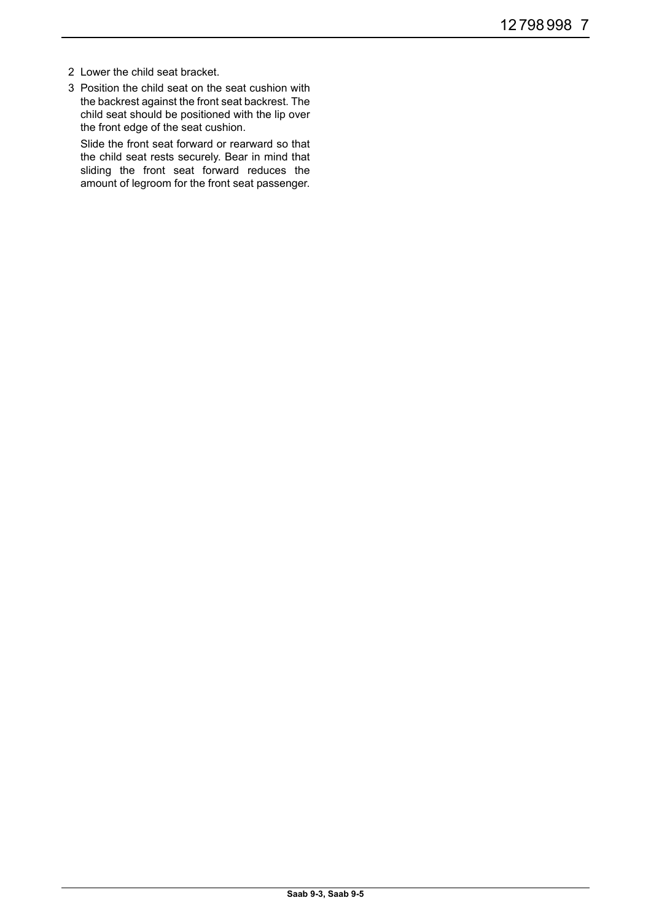2. Lower the child seat bracket.
3. Position the child seat on the seat cushion with the backrest against the front seat backrest. The child seat should be positioned with the lip over the front edge of the seat cushion.

   Slide the front seat forward or rearward so that the child seat rests securely. Bear in mind that sliding the front seat forward reduces the amount of legroom for the front seat passenger.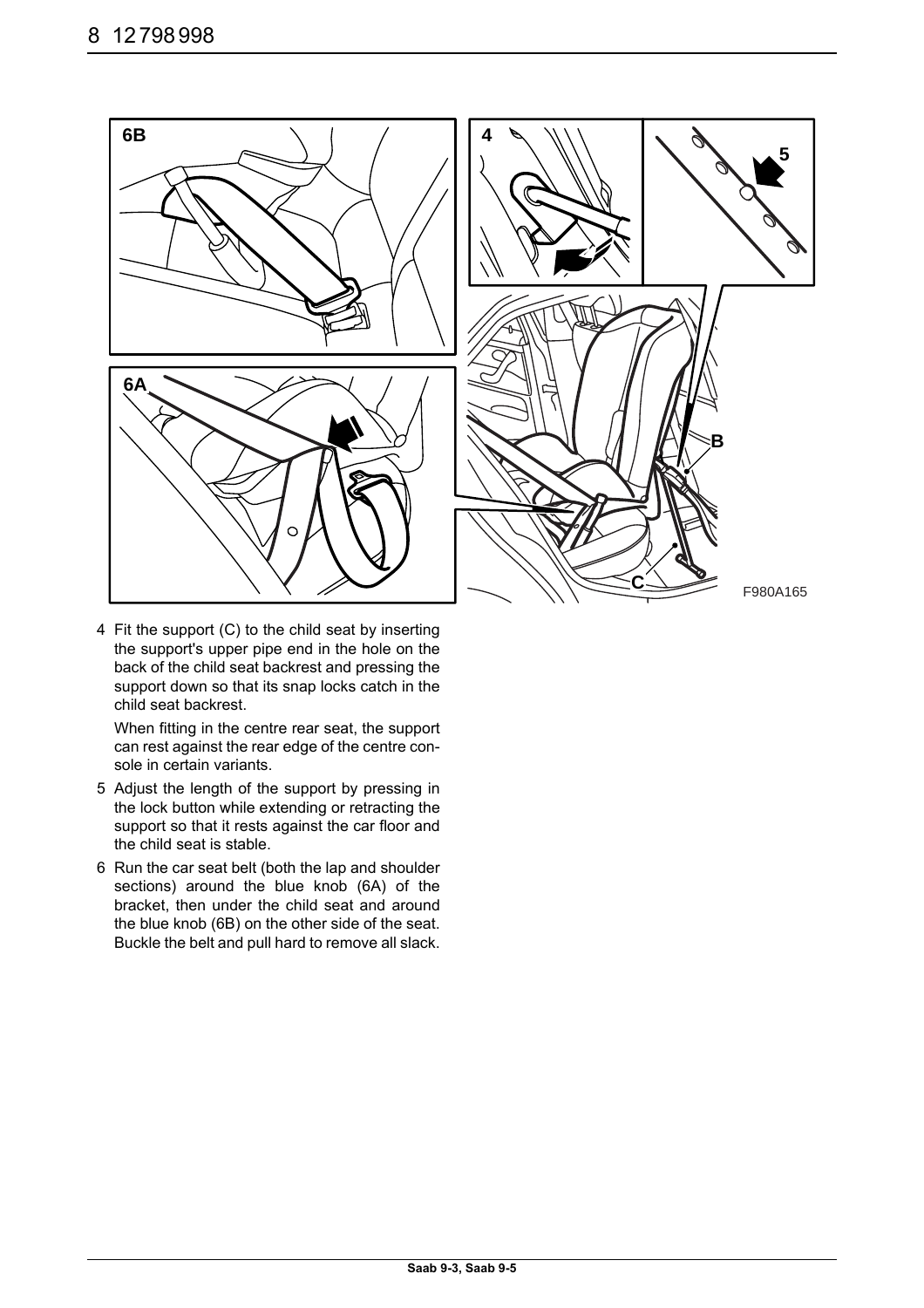4 Fit the support (C) to the child seat by inserting the support's upper pipe end in the hole on the back of the child seat backrest and pressing the support down so that its snap locks catch in the child seat backrest.

   When fitting in the centre rear seat, the support can rest against the rear edge of the centre console in certain variants.

5 Adjust the length of the support by pressing in the lock button while extending or retracting the support so that it rests against the car floor and the child seat is stable.

6 Run the car seat belt (both the lap and shoulder sections) around the blue knob (6A) of the bracket, then under the child seat and around the blue knob (6B) on the other side of the seat. Buckle the belt and pull hard to remove all slack.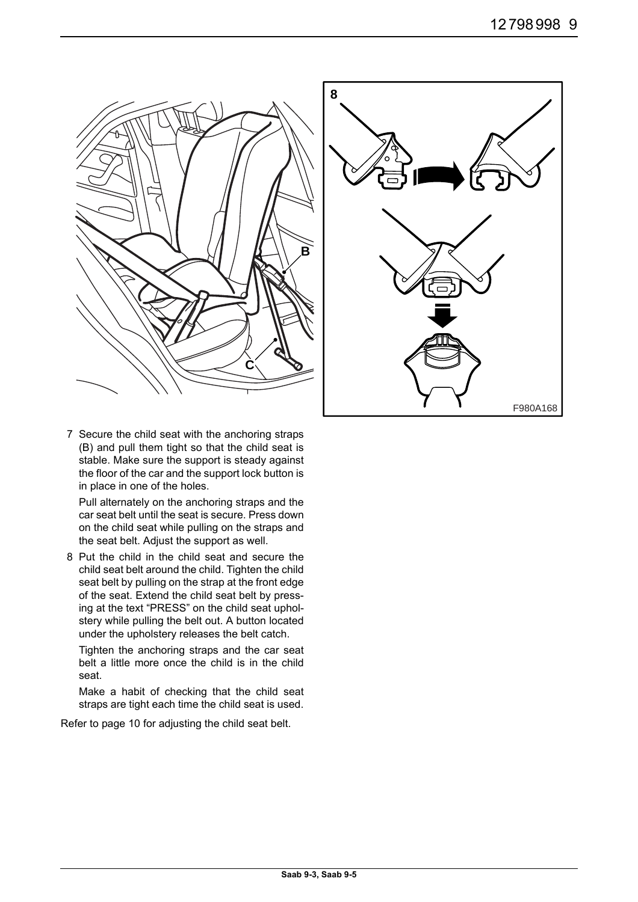7 Secure the child seat with the anchoring straps (B) and pull them tight so that the child seat is stable. Make sure the support is steady against the floor of the car and the support lock button is in place in one of the holes.

   Pull alternately on the anchoring straps and the car seat belt until the seat is secure. Press down on the child seat while pulling on the straps and the seat belt. Adjust the support as well.

8 Put the child in the child seat and secure the child seat belt around the child. Tighten the child seat belt by pulling on the strap at the front edge of the seat. Extend the child seat belt by pressing at the text "PRESS" on the child seat upholstery while pulling the belt out. A button located under the upholstery releases the belt catch.

   Tighten the anchoring straps and the car seat belt a little more once the child is in the child seat.

   Make a habit of checking that the child seat straps are tight each time the child seat is used.

Refer to page 10 for adjusting the child seat belt.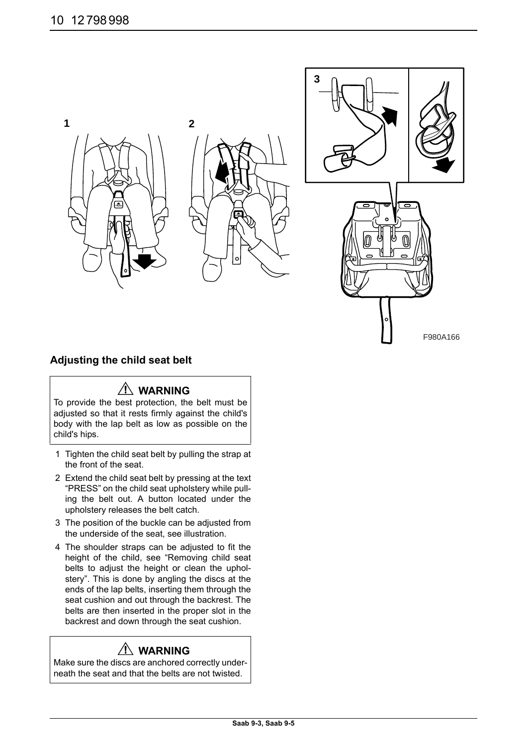F980A166

## Adjusting the child seat belt

> ⚠ **WARNING**
>
> To provide the best protection, the belt must be adjusted so that it rests firmly against the child's body with the lap belt as low as possible on the child's hips.

1. Tighten the child seat belt by pulling the strap at the front of the seat.
2. Extend the child seat belt by pressing at the text “PRESS” on the child seat upholstery while pulling the belt out. A button located under the upholstery releases the belt catch.
3. The position of the buckle can be adjusted from the underside of the seat, see illustration.
4. The shoulder straps can be adjusted to fit the height of the child, see “Removing child seat belts to adjust the height or clean the upholstery”. This is done by angling the discs at the ends of the lap belts, inserting them through the seat cushion and out through the backrest. The belts are then inserted in the proper slot in the backrest and down through the seat cushion.

> ⚠ **WARNING**
>
> Make sure the discs are anchored correctly underneath the seat and that the belts are not twisted.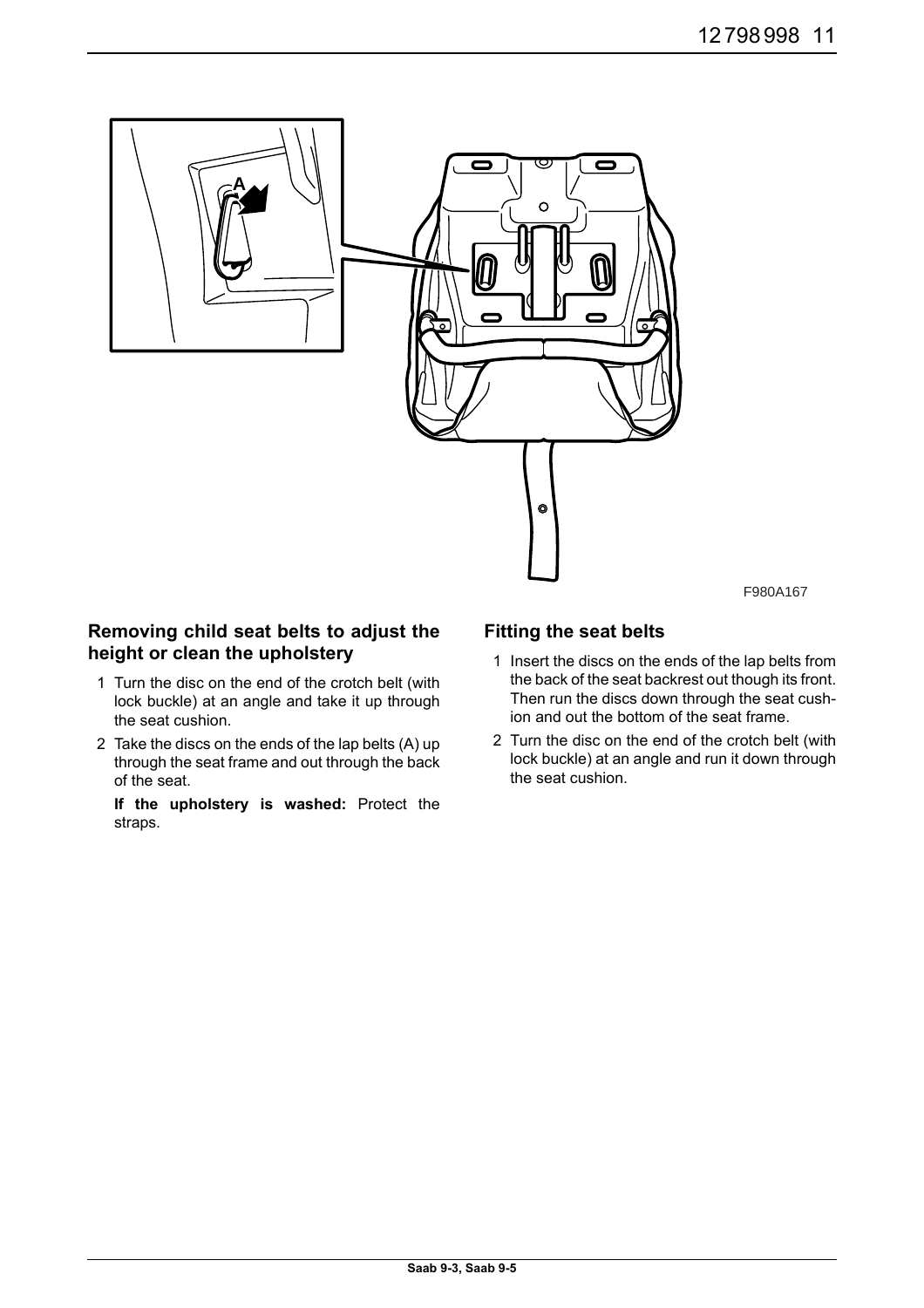A

F980A167

## Removing child seat belts to adjust the height or clean the upholstery

1. Turn the disc on the end of the crotch belt (with lock buckle) at an angle and take it up through the seat cushion.
2. Take the discs on the ends of the lap belts (A) up through the seat frame and out through the back of the seat.

   **If the upholstery is washed:** Protect the straps.

## Fitting the seat belts

1. Insert the discs on the ends of the lap belts from the back of the seat backrest out though its front. Then run the discs down through the seat cushion and out the bottom of the seat frame.
2. Turn the disc on the end of the crotch belt (with lock buckle) at an angle and run it down through the seat cushion.